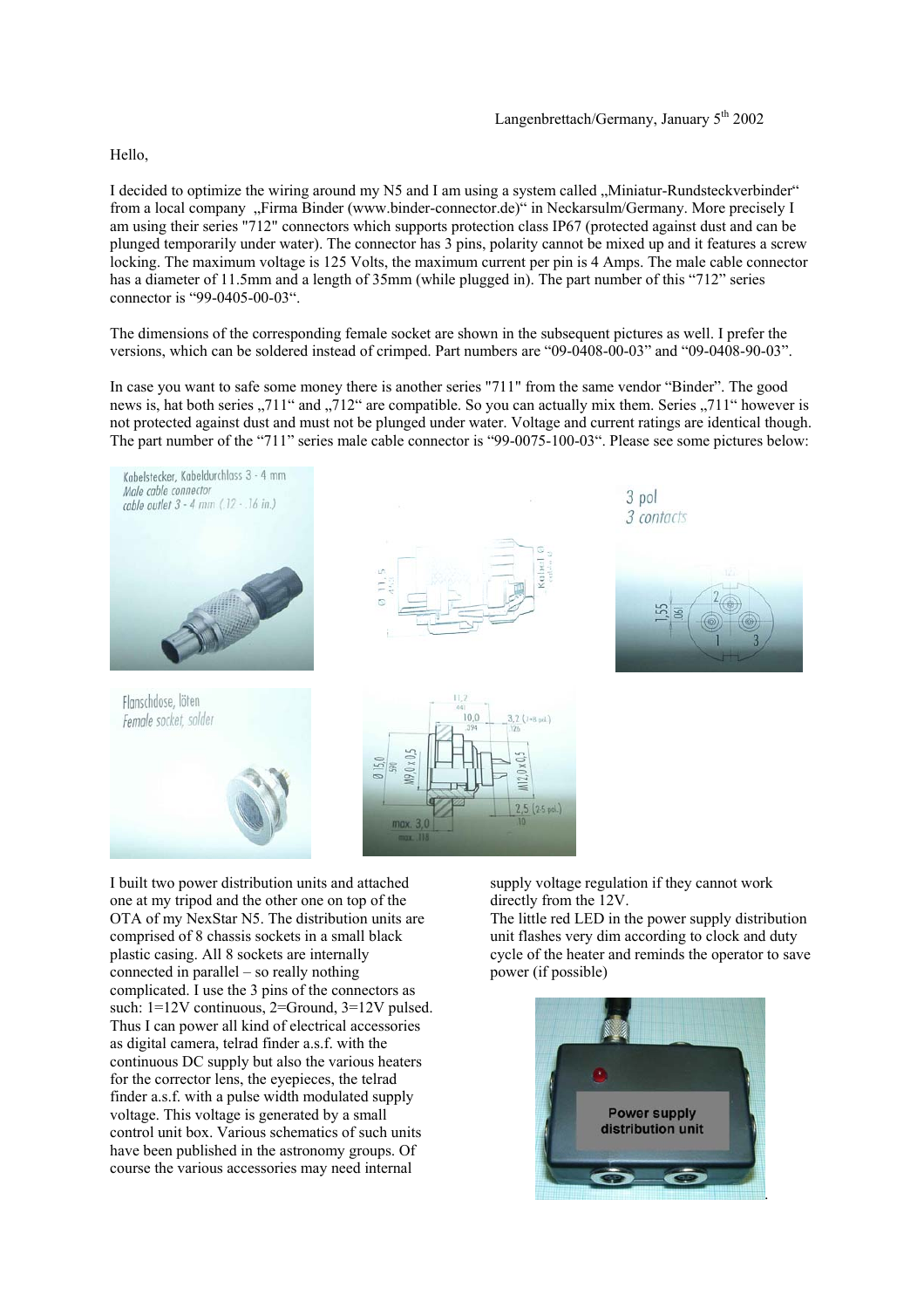Langenbrettach/Germany, January 5th 2002

Hello,

I decided to optimize the wiring around my N5 and I am using a system called „Miniatur-Rundsteckverbinder" from a local company „Firma Binder (www.binder-connector.de)" in Neckarsulm/Germany. More precisely I am using their series "712" connectors which supports protection class IP67 (protected against dust and can be plunged temporarily under water). The connector has 3 pins, polarity cannot be mixed up and it features a screw locking. The maximum voltage is 125 Volts, the maximum current per pin is 4 Amps. The male cable connector has a diameter of 11.5mm and a length of 35mm (while plugged in). The part number of this "712" series connector is "99-0405-00-03".

The dimensions of the corresponding female socket are shown in the subsequent pictures as well. I prefer the versions, which can be soldered instead of crimped. Part numbers are "09-0408-00-03" and "09-0408-90-03".

In case you want to safe some money there is another series "711" from the same vendor "Binder". The good news is, hat both series „711" and „712" are compatible. So you can actually mix them. Series „711" however is not protected against dust and must not be plunged under water. Voltage and current ratings are identical though. The part number of the "711" series male cable connector is "99-0075-100-03". Please see some pictures below:

Kabelstecker, Kabeldurchlass 3 - 4 mm
*Male cable connector*
*cable outlet 3 - 4 mm (.12 - .16 in.)*

Ø 11,5
.453

3 pol
*3 contacts*

1,55
.061

Flanschdose, löten
*Female socket, solder*

11,2
.441

10,0
.394

3,2 (2+8 pol.)
.126

Ø 15,0
.590

M9,0 x 0,5

M12,0 x 0,5

2,5 (2-5 pol.)
.10

max. 3,0
max. .118

I built two power distribution units and attached one at my tripod and the other one on top of the OTA of my NexStar N5. The distribution units are comprised of 8 chassis sockets in a small black plastic casing. All 8 sockets are internally connected in parallel – so really nothing complicated. I use the 3 pins of the connectors as such: 1=12V continuous, 2=Ground, 3=12V pulsed. Thus I can power all kind of electrical accessories as digital camera, telrad finder a.s.f. with the continuous DC supply but also the various heaters for the corrector lens, the eyepieces, the telrad finder a.s.f. with a pulse width modulated supply voltage. This voltage is generated by a small control unit box. Various schematics of such units have been published in the astronomy groups. Of course the various accessories may need internal supply voltage regulation if they cannot work directly from the 12V.

The little red LED in the power supply distribution unit flashes very dim according to clock and duty cycle of the heater and reminds the operator to save power (if possible)

Power supply distribution unit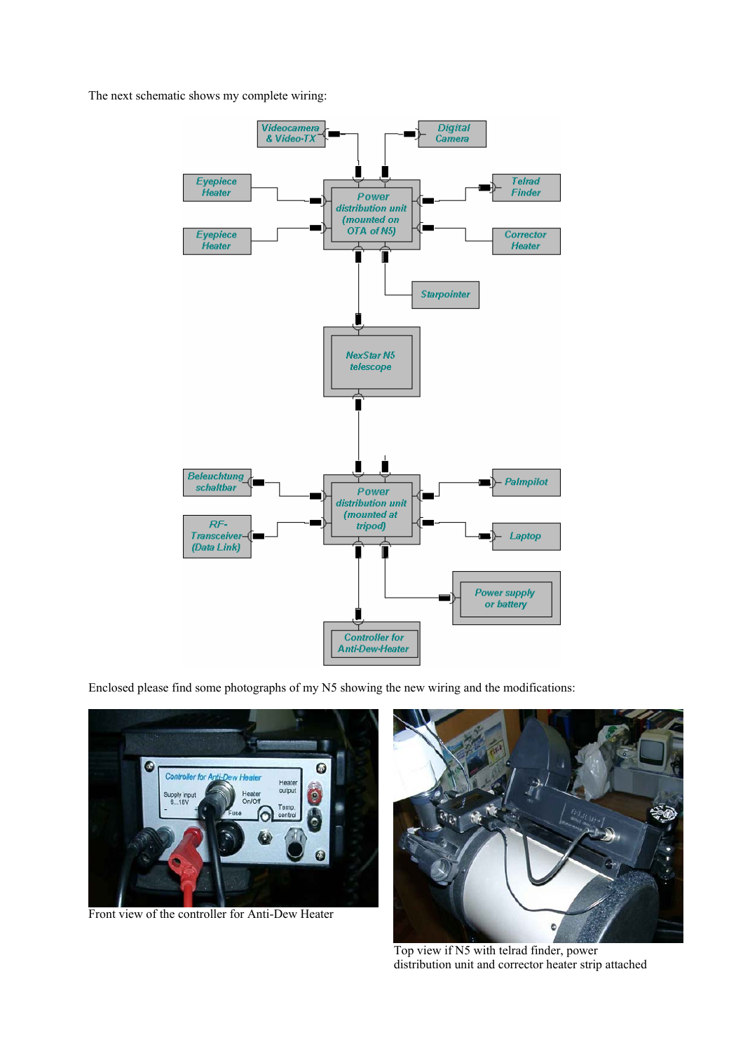The next schematic shows my complete wiring:

Videocamera & Video-TX

Digital Camera

Eyepiece Heater

Power distribution unit (mounted on OTA of N5)

Telrad Finder

Eyepiece Heater

Corrector Heater

Starpointer

NexStar N5 telescope

Beleuchtung schaltbar

Power distribution unit (mounted at tripod)

Palmpilot

RF-Transceiver (Data Link)

Laptop

Power supply or battery

Controller for Anti-Dew-Heater

Enclosed please find some photographs of my N5 showing the new wiring and the modifications:

Controller for Anti-Dew Heater

Supply input 6...18V

Heater On/Off

Heater output

Fuse

Temp. control

Front view of the controller for Anti-Dew Heater

Top view if N5 with telrad finder, power distribution unit and corrector heater strip attached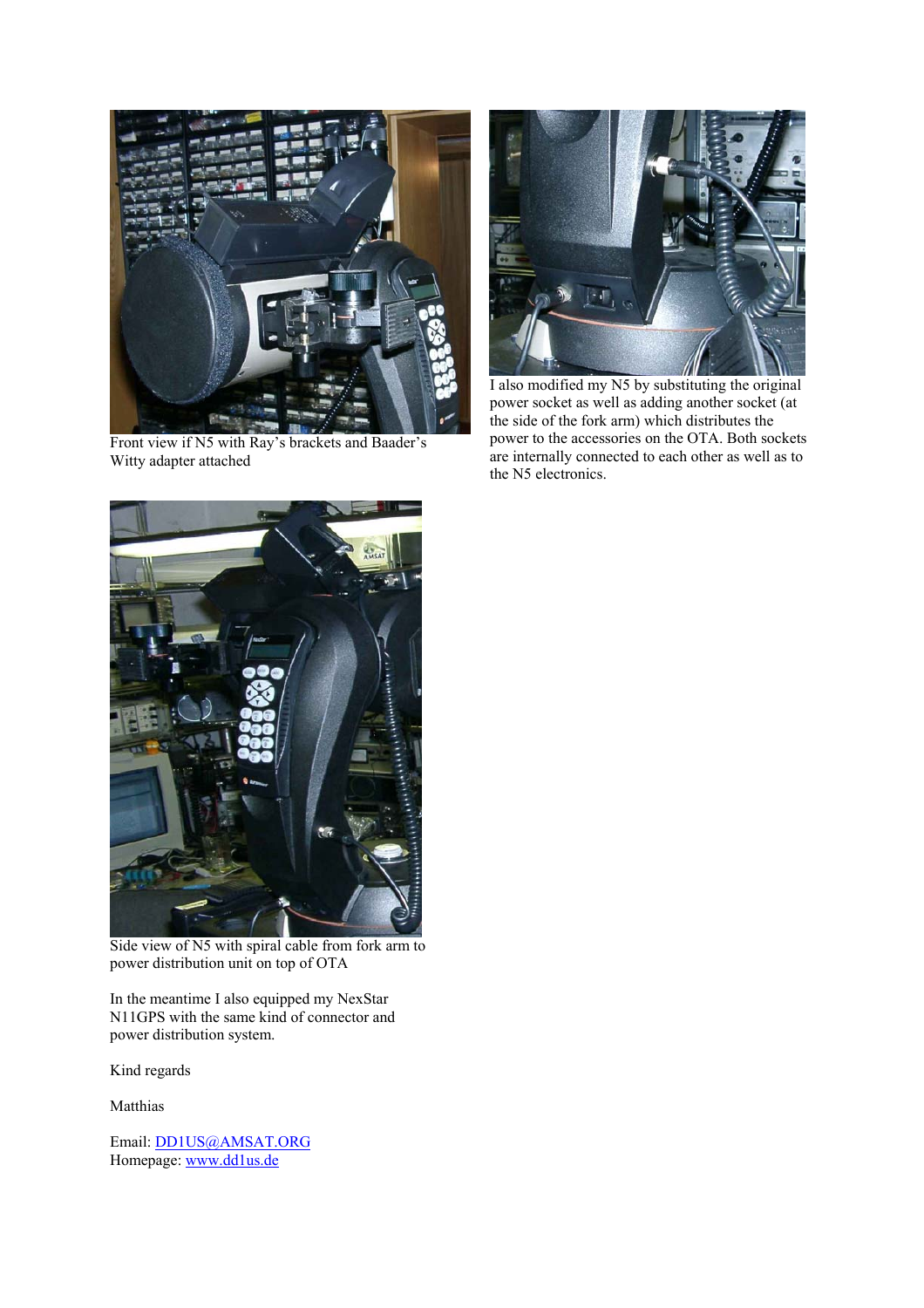Front view if N5 with Ray's brackets and Baader's Witty adapter attached

I also modified my N5 by substituting the original power socket as well as adding another socket (at the side of the fork arm) which distributes the power to the accessories on the OTA. Both sockets are internally connected to each other as well as to the N5 electronics.

Side view of N5 with spiral cable from fork arm to power distribution unit on top of OTA

In the meantime I also equipped my NexStar N11GPS with the same kind of connector and power distribution system.

Kind regards

Matthias

Email: DD1US@AMSAT.ORG
Homepage: www.dd1us.de